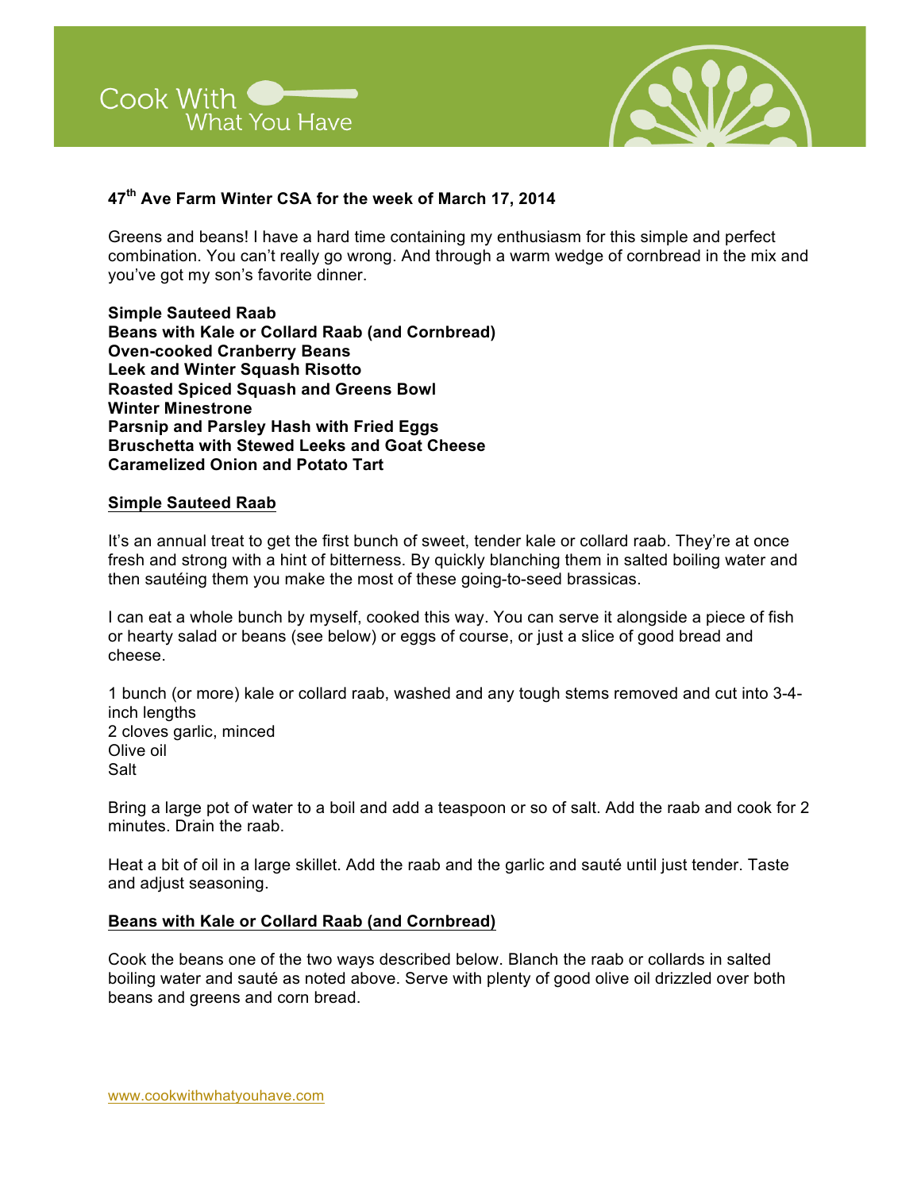Cook With What You Have

## 47th Ave Farm Winter CSA for the week of March 17, 2014

Greens and beans! I have a hard time containing my enthusiasm for this simple and perfect combination. You can't really go wrong. And through a warm wedge of cornbread in the mix and you've got my son's favorite dinner.

**Simple Sauteed Raab**
**Beans with Kale or Collard Raab (and Cornbread)**
**Oven-cooked Cranberry Beans**
**Leek and Winter Squash Risotto**
**Roasted Spiced Squash and Greens Bowl**
**Winter Minestrone**
**Parsnip and Parsley Hash with Fried Eggs**
**Bruschetta with Stewed Leeks and Goat Cheese**
**Caramelized Onion and Potato Tart**

### Simple Sauteed Raab

It's an annual treat to get the first bunch of sweet, tender kale or collard raab. They're at once fresh and strong with a hint of bitterness. By quickly blanching them in salted boiling water and then sautéing them you make the most of these going-to-seed brassicas.

I can eat a whole bunch by myself, cooked this way. You can serve it alongside a piece of fish or hearty salad or beans (see below) or eggs of course, or just a slice of good bread and cheese.

1 bunch (or more) kale or collard raab, washed and any tough stems removed and cut into 3-4-inch lengths
2 cloves garlic, minced
Olive oil
Salt

Bring a large pot of water to a boil and add a teaspoon or so of salt. Add the raab and cook for 2 minutes. Drain the raab.

Heat a bit of oil in a large skillet. Add the raab and the garlic and sauté until just tender. Taste and adjust seasoning.

### Beans with Kale or Collard Raab (and Cornbread)

Cook the beans one of the two ways described below. Blanch the raab or collards in salted boiling water and sauté as noted above. Serve with plenty of good olive oil drizzled over both beans and greens and corn bread.

www.cookwithwhatyouhave.com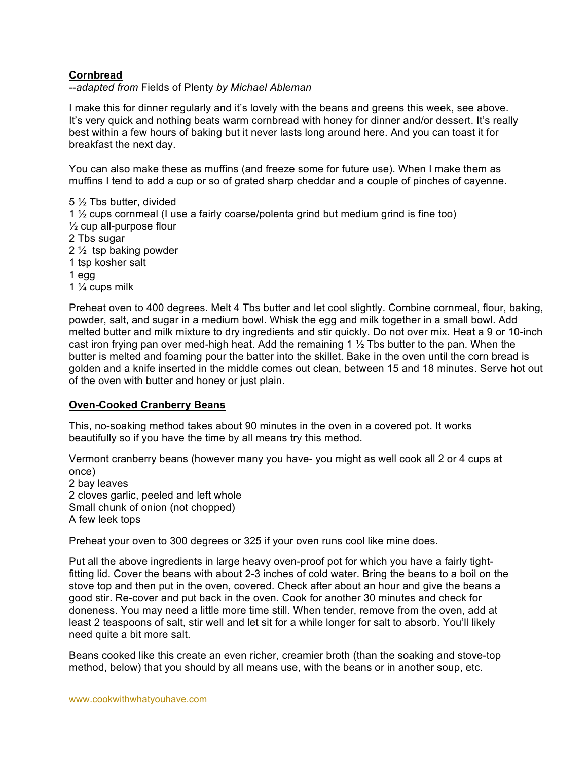## Cornbread

--*adapted from* Fields of Plenty *by Michael Ableman*

I make this for dinner regularly and it's lovely with the beans and greens this week, see above. It's very quick and nothing beats warm cornbread with honey for dinner and/or dessert. It's really best within a few hours of baking but it never lasts long around here. And you can toast it for breakfast the next day.

You can also make these as muffins (and freeze some for future use). When I make them as muffins I tend to add a cup or so of grated sharp cheddar and a couple of pinches of cayenne.

5 ½ Tbs butter, divided
1 ½ cups cornmeal (I use a fairly coarse/polenta grind but medium grind is fine too)
½ cup all-purpose flour
2 Tbs sugar
2 ½ tsp baking powder
1 tsp kosher salt
1 egg
1 ¼ cups milk

Preheat oven to 400 degrees. Melt 4 Tbs butter and let cool slightly. Combine cornmeal, flour, baking, powder, salt, and sugar in a medium bowl. Whisk the egg and milk together in a small bowl. Add melted butter and milk mixture to dry ingredients and stir quickly. Do not over mix. Heat a 9 or 10-inch cast iron frying pan over med-high heat. Add the remaining 1 ½ Tbs butter to the pan. When the butter is melted and foaming pour the batter into the skillet. Bake in the oven until the corn bread is golden and a knife inserted in the middle comes out clean, between 15 and 18 minutes. Serve hot out of the oven with butter and honey or just plain.

## Oven-Cooked Cranberry Beans

This, no-soaking method takes about 90 minutes in the oven in a covered pot. It works beautifully so if you have the time by all means try this method.

Vermont cranberry beans (however many you have- you might as well cook all 2 or 4 cups at once)
2 bay leaves
2 cloves garlic, peeled and left whole
Small chunk of onion (not chopped)
A few leek tops

Preheat your oven to 300 degrees or 325 if your oven runs cool like mine does.

Put all the above ingredients in large heavy oven-proof pot for which you have a fairly tight-fitting lid. Cover the beans with about 2-3 inches of cold water. Bring the beans to a boil on the stove top and then put in the oven, covered. Check after about an hour and give the beans a good stir. Re-cover and put back in the oven. Cook for another 30 minutes and check for doneness. You may need a little more time still. When tender, remove from the oven, add at least 2 teaspoons of salt, stir well and let sit for a while longer for salt to absorb. You'll likely need quite a bit more salt.

Beans cooked like this create an even richer, creamier broth (than the soaking and stove-top method, below) that you should by all means use, with the beans or in another soup, etc.

www.cookwithwhatyouhave.com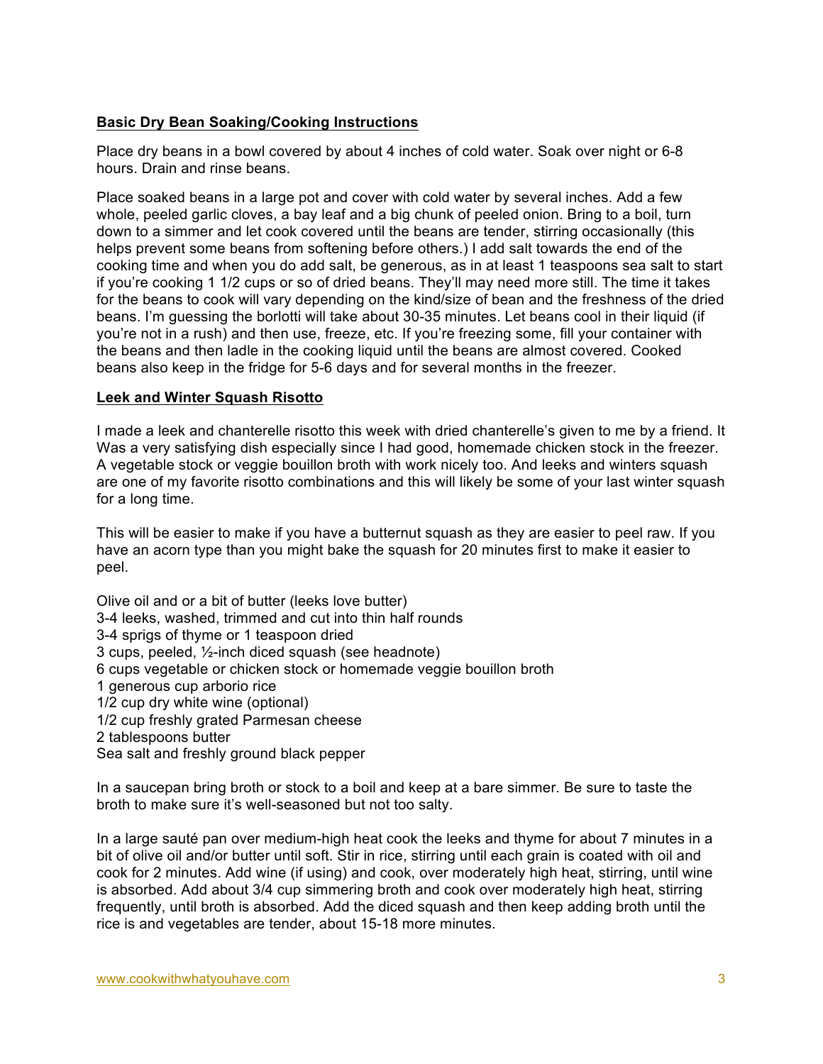**Basic Dry Bean Soaking/Cooking Instructions**

Place dry beans in a bowl covered by about 4 inches of cold water. Soak over night or 6-8 hours. Drain and rinse beans.

Place soaked beans in a large pot and cover with cold water by several inches. Add a few whole, peeled garlic cloves, a bay leaf and a big chunk of peeled onion. Bring to a boil, turn down to a simmer and let cook covered until the beans are tender, stirring occasionally (this helps prevent some beans from softening before others.) I add salt towards the end of the cooking time and when you do add salt, be generous, as in at least 1 teaspoons sea salt to start if you're cooking 1 1/2 cups or so of dried beans. They'll may need more still. The time it takes for the beans to cook will vary depending on the kind/size of bean and the freshness of the dried beans. I'm guessing the borlotti will take about 30-35 minutes. Let beans cool in their liquid (if you're not in a rush) and then use, freeze, etc. If you're freezing some, fill your container with the beans and then ladle in the cooking liquid until the beans are almost covered. Cooked beans also keep in the fridge for 5-6 days and for several months in the freezer.

**Leek and Winter Squash Risotto**

I made a leek and chanterelle risotto this week with dried chanterelle's given to me by a friend. It Was a very satisfying dish especially since I had good, homemade chicken stock in the freezer. A vegetable stock or veggie bouillon broth with work nicely too. And leeks and winters squash are one of my favorite risotto combinations and this will likely be some of your last winter squash for a long time.

This will be easier to make if you have a butternut squash as they are easier to peel raw. If you have an acorn type than you might bake the squash for 20 minutes first to make it easier to peel.

Olive oil and or a bit of butter (leeks love butter)
3-4 leeks, washed, trimmed and cut into thin half rounds
3-4 sprigs of thyme or 1 teaspoon dried
3 cups, peeled, ½-inch diced squash (see headnote)
6 cups vegetable or chicken stock or homemade veggie bouillon broth
1 generous cup arborio rice
1/2 cup dry white wine (optional)
1/2 cup freshly grated Parmesan cheese
2 tablespoons butter
Sea salt and freshly ground black pepper

In a saucepan bring broth or stock to a boil and keep at a bare simmer. Be sure to taste the broth to make sure it's well-seasoned but not too salty.

In a large sauté pan over medium-high heat cook the leeks and thyme for about 7 minutes in a bit of olive oil and/or butter until soft. Stir in rice, stirring until each grain is coated with oil and cook for 2 minutes. Add wine (if using) and cook, over moderately high heat, stirring, until wine is absorbed. Add about 3/4 cup simmering broth and cook over moderately high heat, stirring frequently, until broth is absorbed. Add the diced squash and then keep adding broth until the rice is and vegetables are tender, about 15-18 more minutes.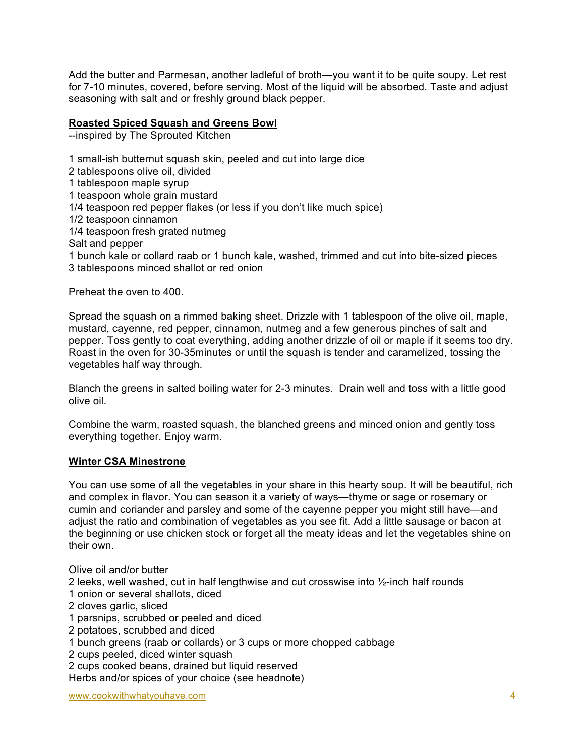Add the butter and Parmesan, another ladleful of broth—you want it to be quite soupy. Let rest for 7-10 minutes, covered, before serving. Most of the liquid will be absorbed. Taste and adjust seasoning with salt and or freshly ground black pepper.

## Roasted Spiced Squash and Greens Bowl

--inspired by The Sprouted Kitchen

1 small-ish butternut squash skin, peeled and cut into large dice
2 tablespoons olive oil, divided
1 tablespoon maple syrup
1 teaspoon whole grain mustard
1/4 teaspoon red pepper flakes (or less if you don't like much spice)
1/2 teaspoon cinnamon
1/4 teaspoon fresh grated nutmeg
Salt and pepper
1 bunch kale or collard raab or 1 bunch kale, washed, trimmed and cut into bite-sized pieces
3 tablespoons minced shallot or red onion

Preheat the oven to 400.

Spread the squash on a rimmed baking sheet. Drizzle with 1 tablespoon of the olive oil, maple, mustard, cayenne, red pepper, cinnamon, nutmeg and a few generous pinches of salt and pepper. Toss gently to coat everything, adding another drizzle of oil or maple if it seems too dry. Roast in the oven for 30-35minutes or until the squash is tender and caramelized, tossing the vegetables half way through.

Blanch the greens in salted boiling water for 2-3 minutes. Drain well and toss with a little good olive oil.

Combine the warm, roasted squash, the blanched greens and minced onion and gently toss everything together. Enjoy warm.

## Winter CSA Minestrone

You can use some of all the vegetables in your share in this hearty soup. It will be beautiful, rich and complex in flavor. You can season it a variety of ways—thyme or sage or rosemary or cumin and coriander and parsley and some of the cayenne pepper you might still have—and adjust the ratio and combination of vegetables as you see fit. Add a little sausage or bacon at the beginning or use chicken stock or forget all the meaty ideas and let the vegetables shine on their own.

Olive oil and/or butter
2 leeks, well washed, cut in half lengthwise and cut crosswise into ½-inch half rounds
1 onion or several shallots, diced
2 cloves garlic, sliced
1 parsnips, scrubbed or peeled and diced
2 potatoes, scrubbed and diced
1 bunch greens (raab or collards) or 3 cups or more chopped cabbage
2 cups peeled, diced winter squash
2 cups cooked beans, drained but liquid reserved
Herbs and/or spices of your choice (see headnote)

www.cookwithwhatyouhave.com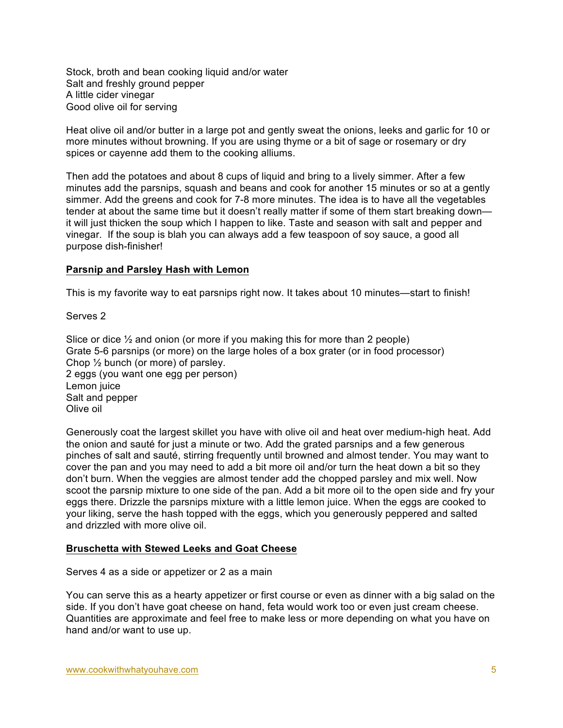Stock, broth and bean cooking liquid and/or water
Salt and freshly ground pepper
A little cider vinegar
Good olive oil for serving

Heat olive oil and/or butter in a large pot and gently sweat the onions, leeks and garlic for 10 or more minutes without browning. If you are using thyme or a bit of sage or rosemary or dry spices or cayenne add them to the cooking alliums.

Then add the potatoes and about 8 cups of liquid and bring to a lively simmer. After a few minutes add the parsnips, squash and beans and cook for another 15 minutes or so at a gently simmer. Add the greens and cook for 7-8 more minutes. The idea is to have all the vegetables tender at about the same time but it doesn't really matter if some of them start breaking down—it will just thicken the soup which I happen to like. Taste and season with salt and pepper and vinegar. If the soup is blah you can always add a few teaspoon of soy sauce, a good all purpose dish-finisher!

## Parsnip and Parsley Hash with Lemon

This is my favorite way to eat parsnips right now. It takes about 10 minutes—start to finish!

Serves 2

Slice or dice ½ and onion (or more if you making this for more than 2 people)
Grate 5-6 parsnips (or more) on the large holes of a box grater (or in food processor)
Chop ½ bunch (or more) of parsley.
2 eggs (you want one egg per person)
Lemon juice
Salt and pepper
Olive oil

Generously coat the largest skillet you have with olive oil and heat over medium-high heat. Add the onion and sauté for just a minute or two. Add the grated parsnips and a few generous pinches of salt and sauté, stirring frequently until browned and almost tender. You may want to cover the pan and you may need to add a bit more oil and/or turn the heat down a bit so they don't burn. When the veggies are almost tender add the chopped parsley and mix well. Now scoot the parsnip mixture to one side of the pan. Add a bit more oil to the open side and fry your eggs there. Drizzle the parsnips mixture with a little lemon juice. When the eggs are cooked to your liking, serve the hash topped with the eggs, which you generously peppered and salted and drizzled with more olive oil.

## Bruschetta with Stewed Leeks and Goat Cheese

Serves 4 as a side or appetizer or 2 as a main

You can serve this as a hearty appetizer or first course or even as dinner with a big salad on the side. If you don't have goat cheese on hand, feta would work too or even just cream cheese. Quantities are approximate and feel free to make less or more depending on what you have on hand and/or want to use up.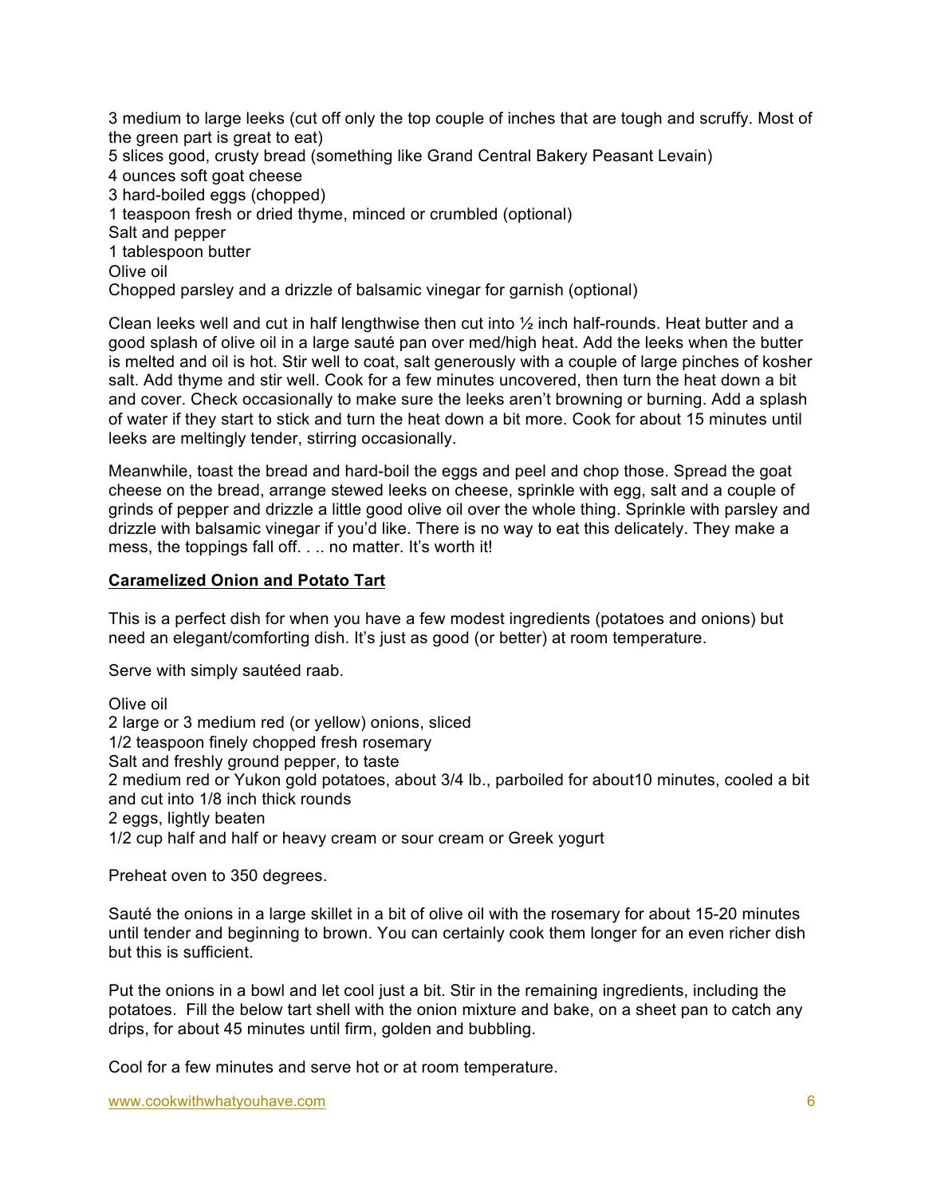3 medium to large leeks (cut off only the top couple of inches that are tough and scruffy. Most of the green part is great to eat)
5 slices good, crusty bread (something like Grand Central Bakery Peasant Levain)
4 ounces soft goat cheese
3 hard-boiled eggs (chopped)
1 teaspoon fresh or dried thyme, minced or crumbled (optional)
Salt and pepper
1 tablespoon butter
Olive oil
Chopped parsley and a drizzle of balsamic vinegar for garnish (optional)

Clean leeks well and cut in half lengthwise then cut into ½ inch half-rounds. Heat butter and a good splash of olive oil in a large sauté pan over med/high heat. Add the leeks when the butter is melted and oil is hot. Stir well to coat, salt generously with a couple of large pinches of kosher salt. Add thyme and stir well. Cook for a few minutes uncovered, then turn the heat down a bit and cover. Check occasionally to make sure the leeks aren't browning or burning. Add a splash of water if they start to stick and turn the heat down a bit more. Cook for about 15 minutes until leeks are meltingly tender, stirring occasionally.

Meanwhile, toast the bread and hard-boil the eggs and peel and chop those. Spread the goat cheese on the bread, arrange stewed leeks on cheese, sprinkle with egg, salt and a couple of grinds of pepper and drizzle a little good olive oil over the whole thing. Sprinkle with parsley and drizzle with balsamic vinegar if you'd like. There is no way to eat this delicately. They make a mess, the toppings fall off. . .. no matter. It's worth it!

## Caramelized Onion and Potato Tart

This is a perfect dish for when you have a few modest ingredients (potatoes and onions) but need an elegant/comforting dish. It's just as good (or better) at room temperature.

Serve with simply sautéed raab.

Olive oil
2 large or 3 medium red (or yellow) onions, sliced
1/2 teaspoon finely chopped fresh rosemary
Salt and freshly ground pepper, to taste
2 medium red or Yukon gold potatoes, about 3/4 lb., parboiled for about10 minutes, cooled a bit and cut into 1/8 inch thick rounds
2 eggs, lightly beaten
1/2 cup half and half or heavy cream or sour cream or Greek yogurt

Preheat oven to 350 degrees.

Sauté the onions in a large skillet in a bit of olive oil with the rosemary for about 15-20 minutes until tender and beginning to brown. You can certainly cook them longer for an even richer dish but this is sufficient.

Put the onions in a bowl and let cool just a bit. Stir in the remaining ingredients, including the potatoes. Fill the below tart shell with the onion mixture and bake, on a sheet pan to catch any drips, for about 45 minutes until firm, golden and bubbling.

Cool for a few minutes and serve hot or at room temperature.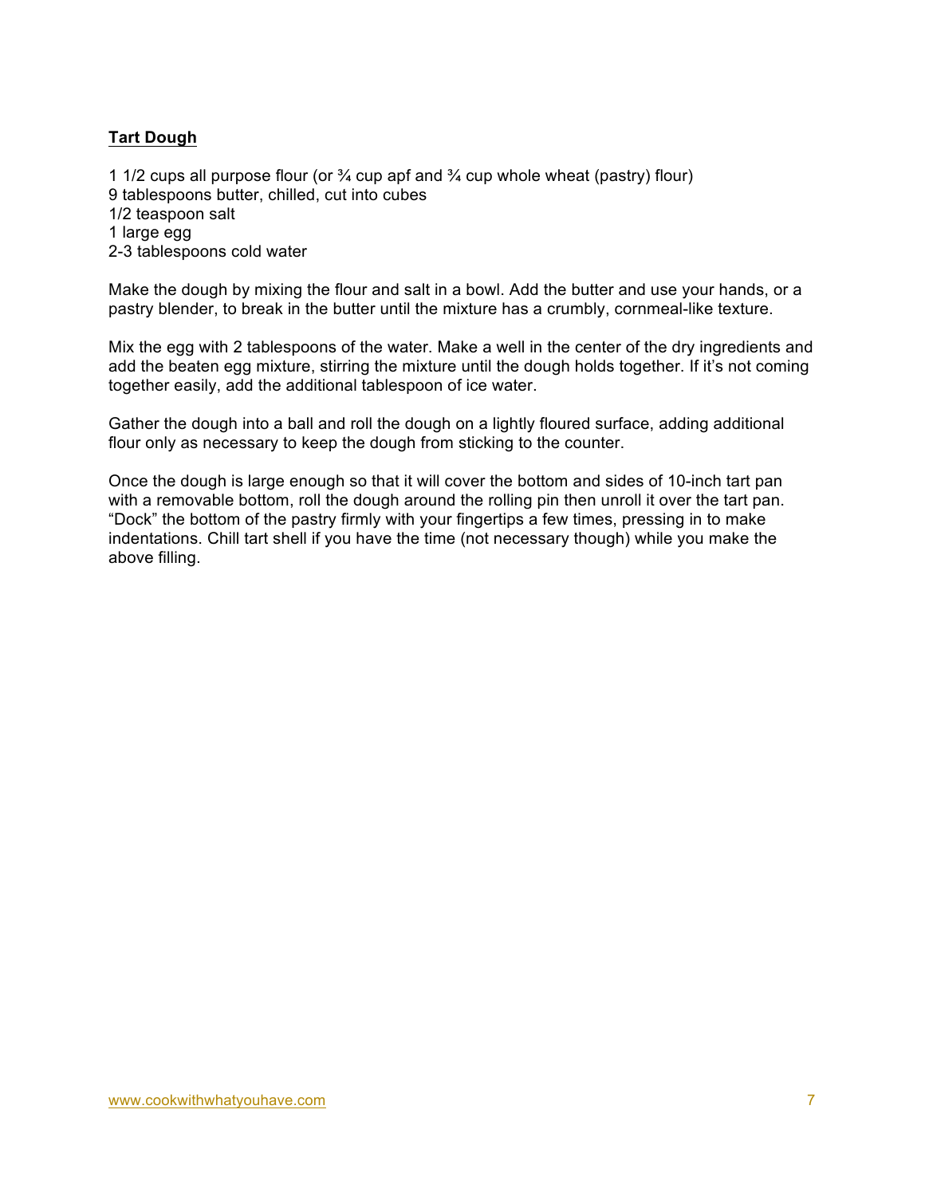**Tart Dough**

1 1/2 cups all purpose flour (or ¾ cup apf and ¾ cup whole wheat (pastry) flour)
9 tablespoons butter, chilled, cut into cubes
1/2 teaspoon salt
1 large egg
2-3 tablespoons cold water

Make the dough by mixing the flour and salt in a bowl. Add the butter and use your hands, or a pastry blender, to break in the butter until the mixture has a crumbly, cornmeal-like texture.

Mix the egg with 2 tablespoons of the water. Make a well in the center of the dry ingredients and add the beaten egg mixture, stirring the mixture until the dough holds together. If it's not coming together easily, add the additional tablespoon of ice water.

Gather the dough into a ball and roll the dough on a lightly floured surface, adding additional flour only as necessary to keep the dough from sticking to the counter.

Once the dough is large enough so that it will cover the bottom and sides of 10-inch tart pan with a removable bottom, roll the dough around the rolling pin then unroll it over the tart pan. "Dock" the bottom of the pastry firmly with your fingertips a few times, pressing in to make indentations. Chill tart shell if you have the time (not necessary though) while you make the above filling.

www.cookwithwhatyouhave.com